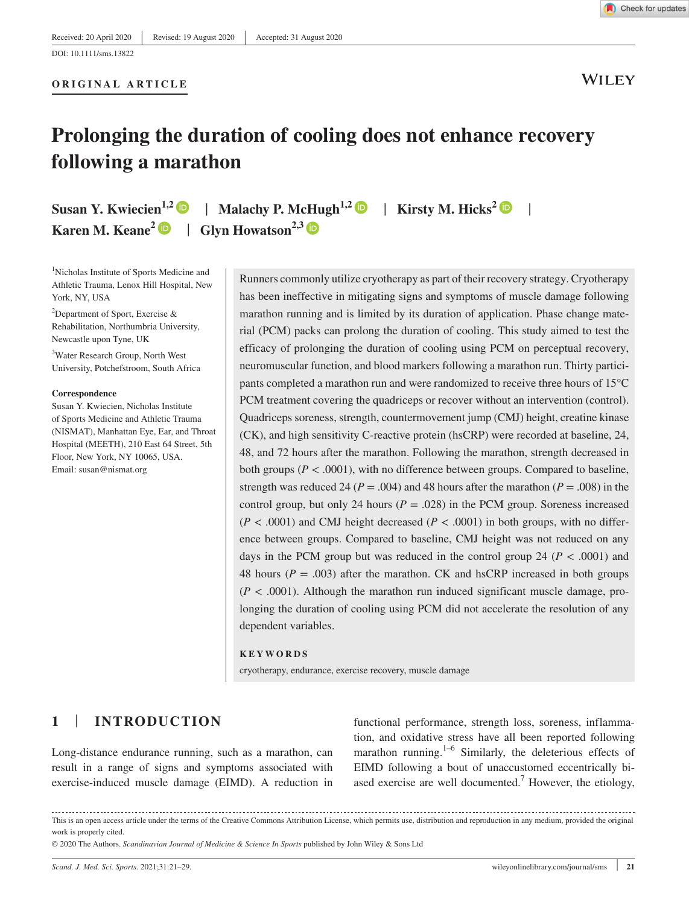Received: 20 April 2020 | Revised: 19 August 2020 | Accepted: 31 August 2020

DOI: 10.1111/sms.13822

ORIGINAL ARTICLE

# Prolonging the duration of cooling does not enhance recovery following a marathon

**Susan Y. Kwiecien**[1,2] | **Malachy P. McHugh**[1,2] | **Kirsty M. Hicks**[2] | **Karen M. Keane**[2] | **Glyn Howatson**[2,3]

[1]Nicholas Institute of Sports Medicine and Athletic Trauma, Lenox Hill Hospital, New York, NY, USA

[2]Department of Sport, Exercise & Rehabilitation, Northumbria University, Newcastle upon Tyne, UK

[3]Water Research Group, North West University, Potchefstroom, South Africa

**Correspondence**
Susan Y. Kwiecien, Nicholas Institute of Sports Medicine and Athletic Trauma (NISMAT), Manhattan Eye, Ear, and Throat Hospital (MEETH), 210 East 64 Street, 5th Floor, New York, NY 10065, USA.
Email: susan@nismat.org

Runners commonly utilize cryotherapy as part of their recovery strategy. Cryotherapy has been ineffective in mitigating signs and symptoms of muscle damage following marathon running and is limited by its duration of application. Phase change material (PCM) packs can prolong the duration of cooling. This study aimed to test the efficacy of prolonging the duration of cooling using PCM on perceptual recovery, neuromuscular function, and blood markers following a marathon run. Thirty participants completed a marathon run and were randomized to receive three hours of 15°C PCM treatment covering the quadriceps or recover without an intervention (control). Quadriceps soreness, strength, countermovement jump (CMJ) height, creatine kinase (CK), and high sensitivity C-reactive protein (hsCRP) were recorded at baseline, 24, 48, and 72 hours after the marathon. Following the marathon, strength decreased in both groups ($P < .0001$), with no difference between groups. Compared to baseline, strength was reduced 24 ($P = .004$) and 48 hours after the marathon ($P = .008$) in the control group, but only 24 hours ($P = .028$) in the PCM group. Soreness increased ($P < .0001$) and CMJ height decreased ($P < .0001$) in both groups, with no difference between groups. Compared to baseline, CMJ height was not reduced on any days in the PCM group but was reduced in the control group 24 ($P < .0001$) and 48 hours ($P = .003$) after the marathon. CK and hsCRP increased in both groups ($P < .0001$). Although the marathon run induced significant muscle damage, prolonging the duration of cooling using PCM did not accelerate the resolution of any dependent variables.

**KEYWORDS**
cryotherapy, endurance, exercise recovery, muscle damage

## 1 | INTRODUCTION

Long-distance endurance running, such as a marathon, can result in a range of signs and symptoms associated with exercise-induced muscle damage (EIMD). A reduction in functional performance, strength loss, soreness, inflammation, and oxidative stress have all been reported following marathon running.[1–6] Similarly, the deleterious effects of EIMD following a bout of unaccustomed eccentrically biased exercise are well documented.[7] However, the etiology,

This is an open access article under the terms of the Creative Commons Attribution License, which permits use, distribution and reproduction in any medium, provided the original work is properly cited.
© 2020 The Authors. *Scandinavian Journal of Medicine & Science In Sports* published by John Wiley & Sons Ltd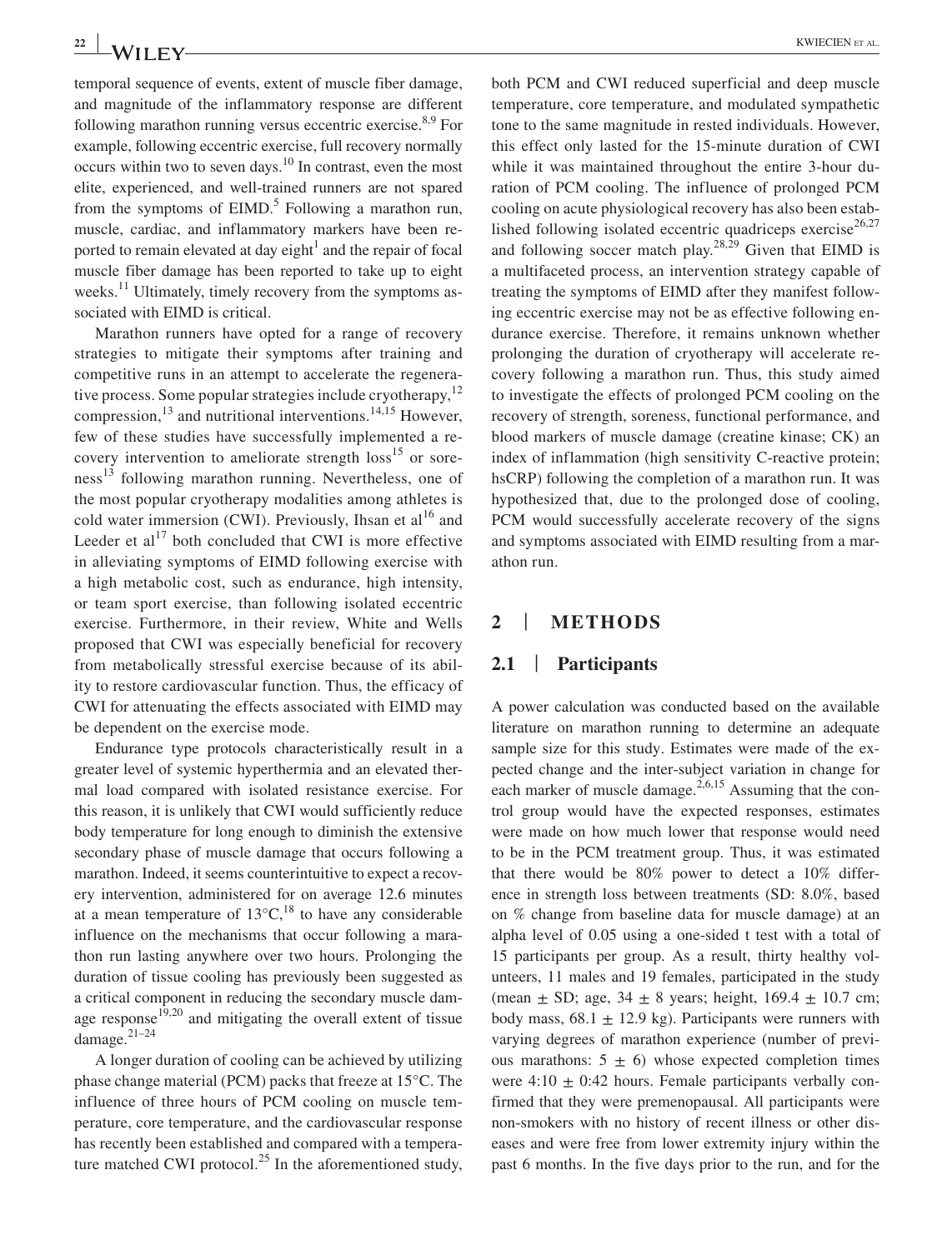temporal sequence of events, extent of muscle fiber damage, and magnitude of the inflammatory response are different following marathon running versus eccentric exercise.[8,9] For example, following eccentric exercise, full recovery normally occurs within two to seven days.[10] In contrast, even the most elite, experienced, and well-trained runners are not spared from the symptoms of EIMD.[5] Following a marathon run, muscle, cardiac, and inflammatory markers have been reported to remain elevated at day eight[1] and the repair of focal muscle fiber damage has been reported to take up to eight weeks.[11] Ultimately, timely recovery from the symptoms associated with EIMD is critical.

Marathon runners have opted for a range of recovery strategies to mitigate their symptoms after training and competitive runs in an attempt to accelerate the regenerative process. Some popular strategies include cryotherapy,[12] compression,[13] and nutritional interventions.[14,15] However, few of these studies have successfully implemented a recovery intervention to ameliorate strength loss[15] or soreness[13] following marathon running. Nevertheless, one of the most popular cryotherapy modalities among athletes is cold water immersion (CWI). Previously, Ihsan et al[16] and Leeder et al[17] both concluded that CWI is more effective in alleviating symptoms of EIMD following exercise with a high metabolic cost, such as endurance, high intensity, or team sport exercise, than following isolated eccentric exercise. Furthermore, in their review, White and Wells proposed that CWI was especially beneficial for recovery from metabolically stressful exercise because of its ability to restore cardiovascular function. Thus, the efficacy of CWI for attenuating the effects associated with EIMD may be dependent on the exercise mode.

Endurance type protocols characteristically result in a greater level of systemic hyperthermia and an elevated thermal load compared with isolated resistance exercise. For this reason, it is unlikely that CWI would sufficiently reduce body temperature for long enough to diminish the extensive secondary phase of muscle damage that occurs following a marathon. Indeed, it seems counterintuitive to expect a recovery intervention, administered for on average 12.6 minutes at a mean temperature of 13°C,[18] to have any considerable influence on the mechanisms that occur following a marathon run lasting anywhere over two hours. Prolonging the duration of tissue cooling has previously been suggested as a critical component in reducing the secondary muscle damage response[19,20] and mitigating the overall extent of tissue damage.[21–24]

A longer duration of cooling can be achieved by utilizing phase change material (PCM) packs that freeze at 15°C. The influence of three hours of PCM cooling on muscle temperature, core temperature, and the cardiovascular response has recently been established and compared with a temperature matched CWI protocol.[25] In the aforementioned study, both PCM and CWI reduced superficial and deep muscle temperature, core temperature, and modulated sympathetic tone to the same magnitude in rested individuals. However, this effect only lasted for the 15-minute duration of CWI while it was maintained throughout the entire 3-hour duration of PCM cooling. The influence of prolonged PCM cooling on acute physiological recovery has also been established following isolated eccentric quadriceps exercise[26,27] and following soccer match play.[28,29] Given that EIMD is a multifaceted process, an intervention strategy capable of treating the symptoms of EIMD after they manifest following eccentric exercise may not be as effective following endurance exercise. Therefore, it remains unknown whether prolonging the duration of cryotherapy will accelerate recovery following a marathon run. Thus, this study aimed to investigate the effects of prolonged PCM cooling on the recovery of strength, soreness, functional performance, and blood markers of muscle damage (creatine kinase; CK) an index of inflammation (high sensitivity C-reactive protein; hsCRP) following the completion of a marathon run. It was hypothesized that, due to the prolonged dose of cooling, PCM would successfully accelerate recovery of the signs and symptoms associated with EIMD resulting from a marathon run.

## 2 | METHODS

### 2.1 | Participants

A power calculation was conducted based on the available literature on marathon running to determine an adequate sample size for this study. Estimates were made of the expected change and the inter-subject variation in change for each marker of muscle damage.[2,6,15] Assuming that the control group would have the expected responses, estimates were made on how much lower that response would need to be in the PCM treatment group. Thus, it was estimated that there would be 80% power to detect a 10% difference in strength loss between treatments (SD: 8.0%, based on % change from baseline data for muscle damage) at an alpha level of 0.05 using a one-sided t test with a total of 15 participants per group. As a result, thirty healthy volunteers, 11 males and 19 females, participated in the study (mean ± SD; age, 34 ± 8 years; height, 169.4 ± 10.7 cm; body mass, 68.1 ± 12.9 kg). Participants were runners with varying degrees of marathon experience (number of previous marathons: 5 ± 6) whose expected completion times were 4:10 ± 0:42 hours. Female participants verbally confirmed that they were premenopausal. All participants were non-smokers with no history of recent illness or other diseases and were free from lower extremity injury within the past 6 months. In the five days prior to the run, and for the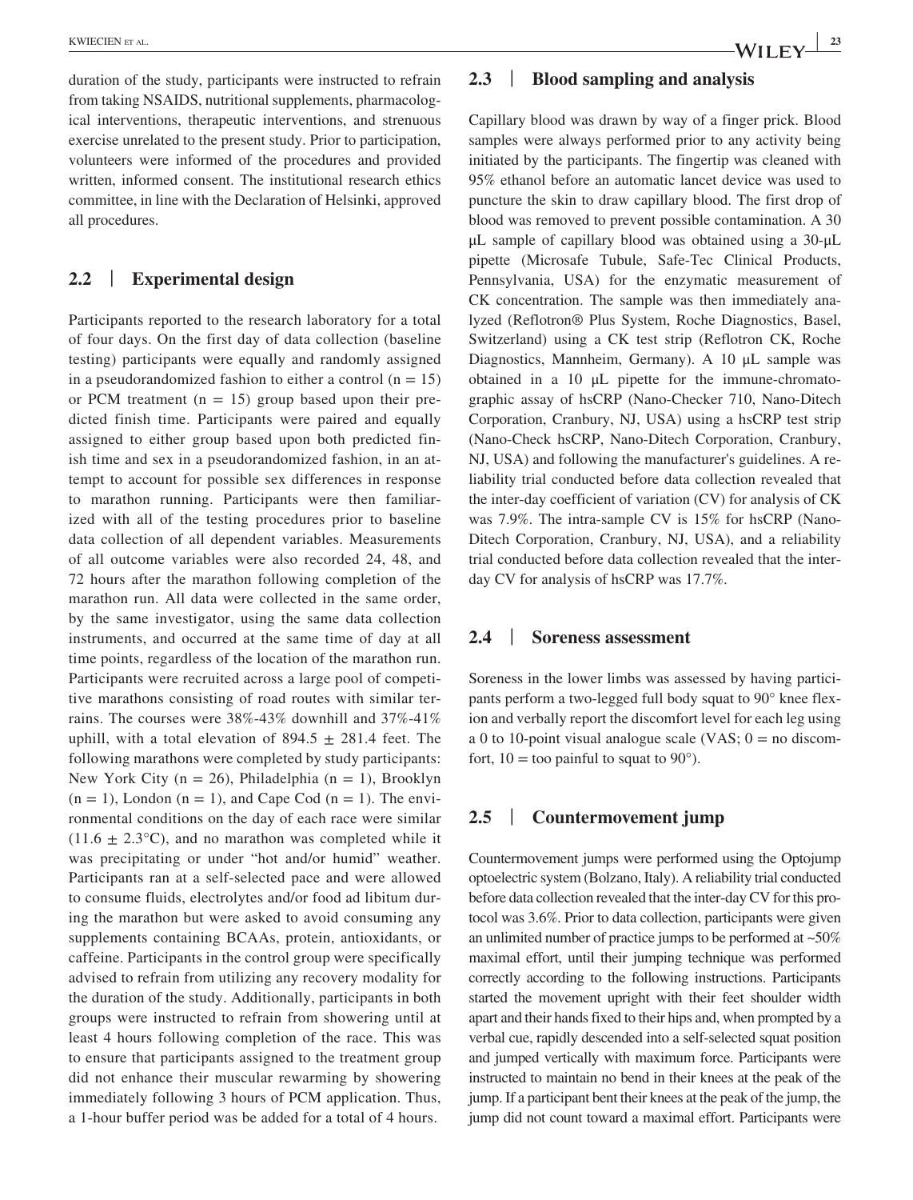duration of the study, participants were instructed to refrain from taking NSAIDS, nutritional supplements, pharmacological interventions, therapeutic interventions, and strenuous exercise unrelated to the present study. Prior to participation, volunteers were informed of the procedures and provided written, informed consent. The institutional research ethics committee, in line with the Declaration of Helsinki, approved all procedures.

## 2.2 | Experimental design

Participants reported to the research laboratory for a total of four days. On the first day of data collection (baseline testing) participants were equally and randomly assigned in a pseudorandomized fashion to either a control ($n = 15$) or PCM treatment ($n = 15$) group based upon their predicted finish time. Participants were paired and equally assigned to either group based upon both predicted finish time and sex in a pseudorandomized fashion, in an attempt to account for possible sex differences in response to marathon running. Participants were then familiarized with all of the testing procedures prior to baseline data collection of all dependent variables. Measurements of all outcome variables were also recorded 24, 48, and 72 hours after the marathon following completion of the marathon run. All data were collected in the same order, by the same investigator, using the same data collection instruments, and occurred at the same time of day at all time points, regardless of the location of the marathon run. Participants were recruited across a large pool of competitive marathons consisting of road routes with similar terrains. The courses were 38%-43% downhill and 37%-41% uphill, with a total elevation of $894.5 \pm 281.4$ feet. The following marathons were completed by study participants: New York City ($n = 26$), Philadelphia ($n = 1$), Brooklyn ($n = 1$), London ($n = 1$), and Cape Cod ($n = 1$). The environmental conditions on the day of each race were similar ($11.6 \pm 2.3$°C), and no marathon was completed while it was precipitating or under "hot and/or humid" weather. Participants ran at a self-selected pace and were allowed to consume fluids, electrolytes and/or food ad libitum during the marathon but were asked to avoid consuming any supplements containing BCAAs, protein, antioxidants, or caffeine. Participants in the control group were specifically advised to refrain from utilizing any recovery modality for the duration of the study. Additionally, participants in both groups were instructed to refrain from showering until at least 4 hours following completion of the race. This was to ensure that participants assigned to the treatment group did not enhance their muscular rewarming by showering immediately following 3 hours of PCM application. Thus, a 1-hour buffer period was be added for a total of 4 hours.

## 2.3 | Blood sampling and analysis

Capillary blood was drawn by way of a finger prick. Blood samples were always performed prior to any activity being initiated by the participants. The fingertip was cleaned with 95% ethanol before an automatic lancet device was used to puncture the skin to draw capillary blood. The first drop of blood was removed to prevent possible contamination. A 30 μL sample of capillary blood was obtained using a 30-μL pipette (Microsafe Tubule, Safe-Tec Clinical Products, Pennsylvania, USA) for the enzymatic measurement of CK concentration. The sample was then immediately analyzed (Reflotron® Plus System, Roche Diagnostics, Basel, Switzerland) using a CK test strip (Reflotron CK, Roche Diagnostics, Mannheim, Germany). A 10 μL sample was obtained in a 10 μL pipette for the immune-chromatographic assay of hsCRP (Nano-Checker 710, Nano-Ditech Corporation, Cranbury, NJ, USA) using a hsCRP test strip (Nano-Check hsCRP, Nano-Ditech Corporation, Cranbury, NJ, USA) and following the manufacturer's guidelines. A reliability trial conducted before data collection revealed that the inter-day coefficient of variation (CV) for analysis of CK was 7.9%. The intra-sample CV is 15% for hsCRP (Nano-Ditech Corporation, Cranbury, NJ, USA), and a reliability trial conducted before data collection revealed that the inter-day CV for analysis of hsCRP was 17.7%.

## 2.4 | Soreness assessment

Soreness in the lower limbs was assessed by having participants perform a two-legged full body squat to 90° knee flexion and verbally report the discomfort level for each leg using a 0 to 10-point visual analogue scale (VAS; 0 = no discomfort, 10 = too painful to squat to 90°).

## 2.5 | Countermovement jump

Countermovement jumps were performed using the Optojump optoelectric system (Bolzano, Italy). A reliability trial conducted before data collection revealed that the inter-day CV for this protocol was 3.6%. Prior to data collection, participants were given an unlimited number of practice jumps to be performed at ~50% maximal effort, until their jumping technique was performed correctly according to the following instructions. Participants started the movement upright with their feet shoulder width apart and their hands fixed to their hips and, when prompted by a verbal cue, rapidly descended into a self-selected squat position and jumped vertically with maximum force. Participants were instructed to maintain no bend in their knees at the peak of the jump. If a participant bent their knees at the peak of the jump, the jump did not count toward a maximal effort. Participants were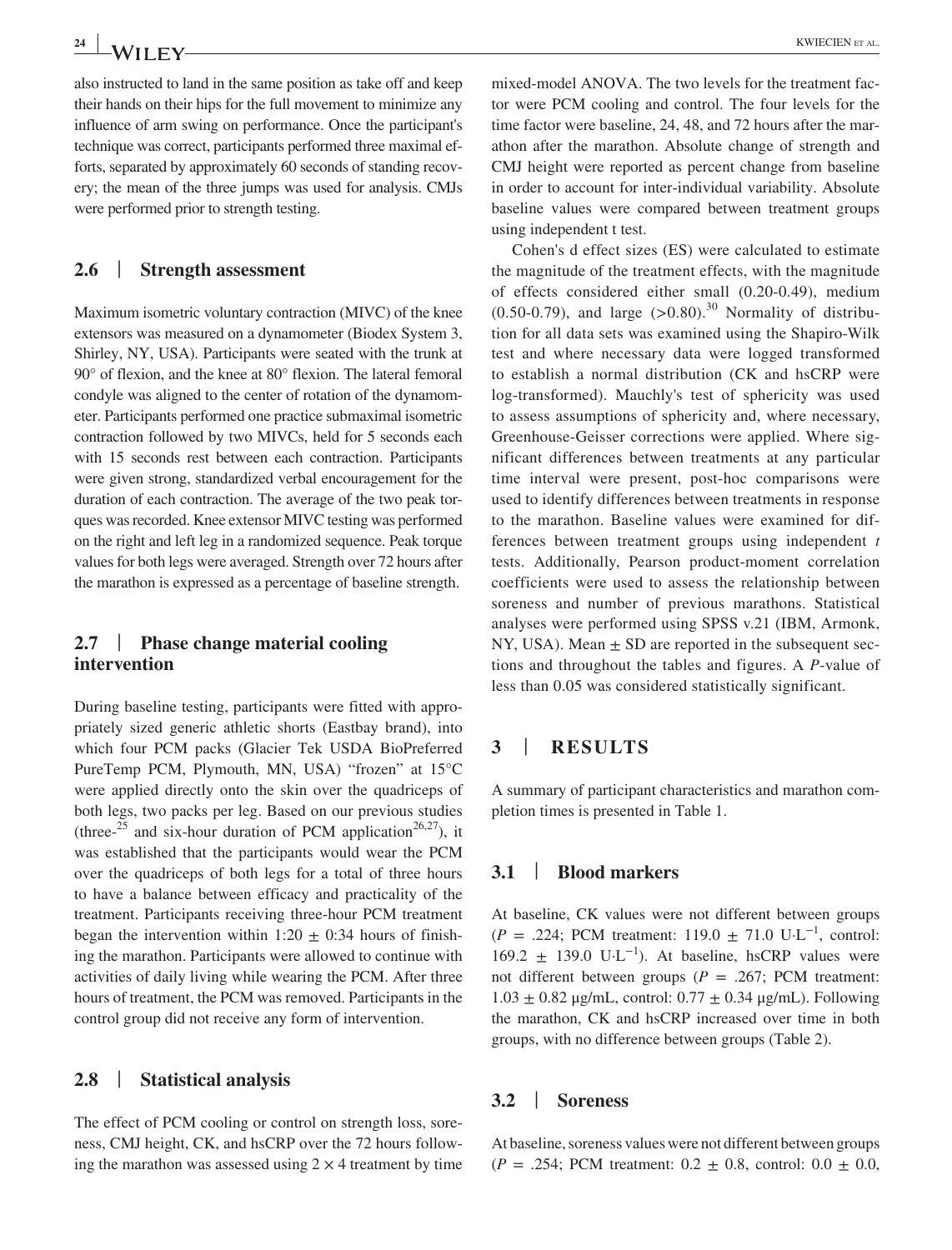also instructed to land in the same position as take off and keep their hands on their hips for the full movement to minimize any influence of arm swing on performance. Once the participant's technique was correct, participants performed three maximal efforts, separated by approximately 60 seconds of standing recovery; the mean of the three jumps was used for analysis. CMJs were performed prior to strength testing.

## 2.6 | Strength assessment

Maximum isometric voluntary contraction (MIVC) of the knee extensors was measured on a dynamometer (Biodex System 3, Shirley, NY, USA). Participants were seated with the trunk at 90° of flexion, and the knee at 80° flexion. The lateral femoral condyle was aligned to the center of rotation of the dynamometer. Participants performed one practice submaximal isometric contraction followed by two MIVCs, held for 5 seconds each with 15 seconds rest between each contraction. Participants were given strong, standardized verbal encouragement for the duration of each contraction. The average of the two peak torques was recorded. Knee extensor MIVC testing was performed on the right and left leg in a randomized sequence. Peak torque values for both legs were averaged. Strength over 72 hours after the marathon is expressed as a percentage of baseline strength.

## 2.7 | Phase change material cooling intervention

During baseline testing, participants were fitted with appropriately sized generic athletic shorts (Eastbay brand), into which four PCM packs (Glacier Tek USDA BioPreferred PureTemp PCM, Plymouth, MN, USA) "frozen" at 15°C were applied directly onto the skin over the quadriceps of both legs, two packs per leg. Based on our previous studies (three-[25] and six-hour duration of PCM application[26,27]), it was established that the participants would wear the PCM over the quadriceps of both legs for a total of three hours to have a balance between efficacy and practicality of the treatment. Participants receiving three-hour PCM treatment began the intervention within 1:20 ± 0:34 hours of finishing the marathon. Participants were allowed to continue with activities of daily living while wearing the PCM. After three hours of treatment, the PCM was removed. Participants in the control group did not receive any form of intervention.

## 2.8 | Statistical analysis

The effect of PCM cooling or control on strength loss, soreness, CMJ height, CK, and hsCRP over the 72 hours following the marathon was assessed using $2 \times 4$ treatment by time mixed-model ANOVA. The two levels for the treatment factor were PCM cooling and control. The four levels for the time factor were baseline, 24, 48, and 72 hours after the marathon. Absolute change of strength and CMJ height were reported as percent change from baseline in order to account for inter-individual variability. Absolute baseline values were compared between treatment groups using independent t test.

Cohen's d effect sizes (ES) were calculated to estimate the magnitude of the treatment effects, with the magnitude of effects considered either small (0.20-0.49), medium (0.50-0.79), and large (>0.80).[30] Normality of distribution for all data sets was examined using the Shapiro-Wilk test and where necessary data were logged transformed to establish a normal distribution (CK and hsCRP were log-transformed). Mauchly's test of sphericity was used to assess assumptions of sphericity and, where necessary, Greenhouse-Geisser corrections were applied. Where significant differences between treatments at any particular time interval were present, post-hoc comparisons were used to identify differences between treatments in response to the marathon. Baseline values were examined for differences between treatment groups using independent *t* tests. Additionally, Pearson product-moment correlation coefficients were used to assess the relationship between soreness and number of previous marathons. Statistical analyses were performed using SPSS v.21 (IBM, Armonk, NY, USA). Mean ± SD are reported in the subsequent sections and throughout the tables and figures. A *P*-value of less than 0.05 was considered statistically significant.

# 3 | RESULTS

A summary of participant characteristics and marathon completion times is presented in Table 1.

## 3.1 | Blood markers

At baseline, CK values were not different between groups ($P = .224$; PCM treatment: 119.0 ± 71.0 U·L$^{-1}$, control: 169.2 ± 139.0 U·L$^{-1}$). At baseline, hsCRP values were not different between groups ($P = .267$; PCM treatment: 1.03 ± 0.82 μg/mL, control: 0.77 ± 0.34 μg/mL). Following the marathon, CK and hsCRP increased over time in both groups, with no difference between groups (Table 2).

## 3.2 | Soreness

At baseline, soreness values were not different between groups ($P = .254$; PCM treatment: 0.2 ± 0.8, control: 0.0 ± 0.0,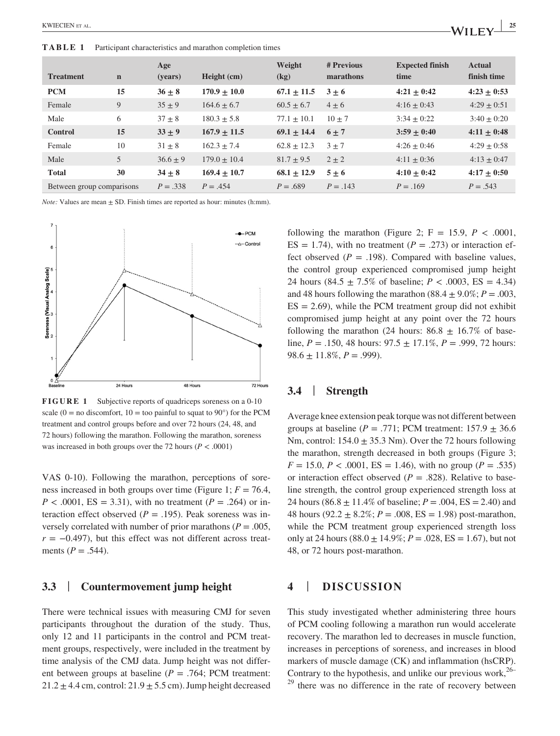**TABLE 1** Participant characteristics and marathon completion times

| Treatment | n | Age (years) | Height (cm) | Weight (kg) | # Previous marathons | Expected finish time | Actual finish time |
|---|---|---|---|---|---|---|---|
| **PCM** | **15** | **36 ± 8** | **170.9 ± 10.0** | **67.1 ± 11.5** | **3 ± 6** | **4:21 ± 0:42** | **4:23 ± 0:53** |
| Female | 9 | 35 ± 9 | 164.6 ± 6.7 | 60.5 ± 6.7 | 4 ± 6 | 4:16 ± 0:43 | 4:29 ± 0:51 |
| Male | 6 | 37 ± 8 | 180.3 ± 5.8 | 77.1 ± 10.1 | 10 ± 7 | 3:34 ± 0:22 | 3:40 ± 0:20 |
| **Control** | **15** | **33 ± 9** | **167.9 ± 11.5** | **69.1 ± 14.4** | **6 ± 7** | **3:59 ± 0:40** | **4:11 ± 0:48** |
| Female | 10 | 31 ± 8 | 162.3 ± 7.4 | 62.8 ± 12.3 | 3 ± 7 | 4:26 ± 0:46 | 4:29 ± 0:58 |
| Male | 5 | 36.6 ± 9 | 179.0 ± 10.4 | 81.7 ± 9.5 | 2 ± 2 | 4:11 ± 0:36 | 4:13 ± 0:47 |
| **Total** | **30** | **34 ± 8** | **169.4 ± 10.7** | **68.1 ± 12.9** | **5 ± 6** | **4:10 ± 0:42** | **4:17 ± 0:50** |
| Between group comparisons | | $P = .338$ | $P = .454$ | $P = .689$ | $P = .143$ | $P = .169$ | $P = .543$ |

*Note:* Values are mean ± SD. Finish times are reported as hour: minutes (h:mm).

**FIGURE 1** Subjective reports of quadriceps soreness on a 0-10 scale (0 = no discomfort, 10 = too painful to squat to 90°) for the PCM treatment and control groups before and over 72 hours (24, 48, and 72 hours) following the marathon. Following the marathon, soreness was increased in both groups over the 72 hours ($P < .0001$)

VAS 0-10). Following the marathon, perceptions of soreness increased in both groups over time (Figure 1; $F = 76.4$, $P < .0001$, ES = 3.31), with no treatment ($P = .264$) or interaction effect observed ($P = .195$). Peak soreness was inversely correlated with number of prior marathons ($P = .005$, $r = -0.497$), but this effect was not different across treatments ($P = .544$).

## 3.3 | Countermovement jump height

There were technical issues with measuring CMJ for seven participants throughout the duration of the study. Thus, only 12 and 11 participants in the control and PCM treatment groups, respectively, were included in the treatment by time analysis of the CMJ data. Jump height was not different between groups at baseline ($P = .764$; PCM treatment: 21.2 ± 4.4 cm, control: 21.9 ± 5.5 cm). Jump height decreased following the marathon (Figure 2; F = 15.9, $P < .0001$, ES = 1.74), with no treatment ($P = .273$) or interaction effect observed ($P = .198$). Compared with baseline values, the control group experienced compromised jump height 24 hours (84.5 ± 7.5% of baseline; $P < .0003$, ES = 4.34) and 48 hours following the marathon (88.4 ± 9.0%; $P = .003$, ES = 2.69), while the PCM treatment group did not exhibit compromised jump height at any point over the 72 hours following the marathon (24 hours: 86.8 ± 16.7% of baseline, $P = .150$, 48 hours: 97.5 ± 17.1%, $P = .999$, 72 hours: 98.6 ± 11.8%, $P = .999$).

## 3.4 | Strength

Average knee extension peak torque was not different between groups at baseline ($P = .771$; PCM treatment: 157.9 ± 36.6 Nm, control: 154.0 ± 35.3 Nm). Over the 72 hours following the marathon, strength decreased in both groups (Figure 3; $F = 15.0$, $P < .0001$, ES = 1.46), with no group ($P = .535$) or interaction effect observed ($P = .828$). Relative to baseline strength, the control group experienced strength loss at 24 hours (86.8 ± 11.4% of baseline; $P = .004$, ES = 2.40) and 48 hours (92.2 ± 8.2%; $P = .008$, ES = 1.98) post-marathon, while the PCM treatment group experienced strength loss only at 24 hours (88.0 ± 14.9%; $P = .028$, ES = 1.67), but not 48, or 72 hours post-marathon.

# 4 | DISCUSSION

This study investigated whether administering three hours of PCM cooling following a marathon run would accelerate recovery. The marathon led to decreases in muscle function, increases in perceptions of soreness, and increases in blood markers of muscle damage (CK) and inflammation (hsCRP). Contrary to the hypothesis, and unlike our previous work,[26–29] there was no difference in the rate of recovery between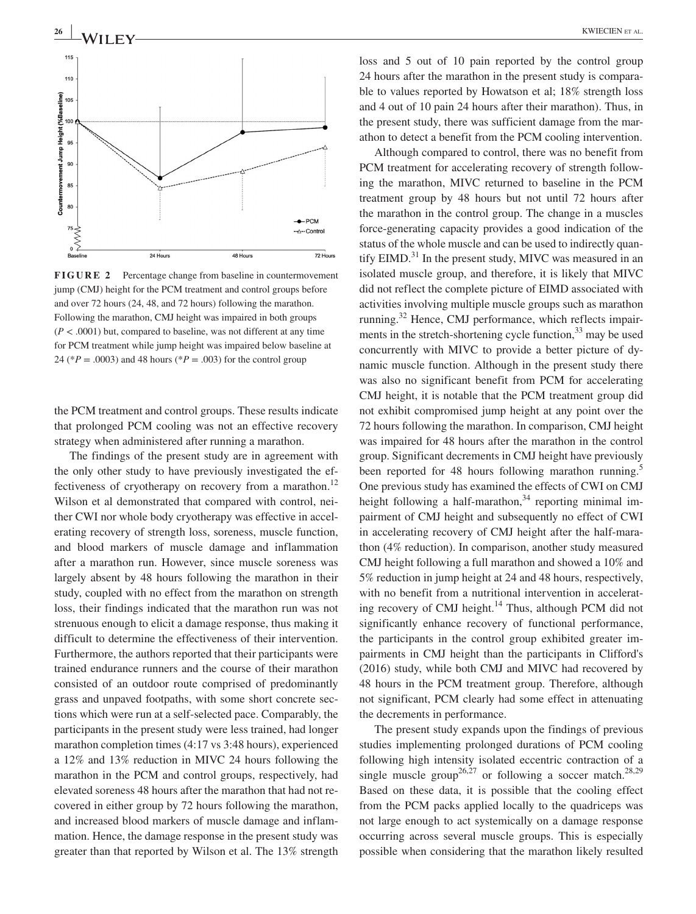**FIGURE 2** Percentage change from baseline in countermovement jump (CMJ) height for the PCM treatment and control groups before and over 72 hours (24, 48, and 72 hours) following the marathon. Following the marathon, CMJ height was impaired in both groups ($P < .0001$) but, compared to baseline, was not different at any time for PCM treatment while jump height was impaired below baseline at 24 (*$P = .0003$) and 48 hours (*$P = .003$) for the control group

the PCM treatment and control groups. These results indicate that prolonged PCM cooling was not an effective recovery strategy when administered after running a marathon.

The findings of the present study are in agreement with the only other study to have previously investigated the effectiveness of cryotherapy on recovery from a marathon.[12] Wilson et al demonstrated that compared with control, neither CWI nor whole body cryotherapy was effective in accelerating recovery of strength loss, soreness, muscle function, and blood markers of muscle damage and inflammation after a marathon run. However, since muscle soreness was largely absent by 48 hours following the marathon in their study, coupled with no effect from the marathon on strength loss, their findings indicated that the marathon run was not strenuous enough to elicit a damage response, thus making it difficult to determine the effectiveness of their intervention. Furthermore, the authors reported that their participants were trained endurance runners and the course of their marathon consisted of an outdoor route comprised of predominantly grass and unpaved footpaths, with some short concrete sections which were run at a self-selected pace. Comparably, the participants in the present study were less trained, had longer marathon completion times (4:17 vs 3:48 hours), experienced a 12% and 13% reduction in MIVC 24 hours following the marathon in the PCM and control groups, respectively, had elevated soreness 48 hours after the marathon that had not recovered in either group by 72 hours following the marathon, and increased blood markers of muscle damage and inflammation. Hence, the damage response in the present study was greater than that reported by Wilson et al. The 13% strength loss and 5 out of 10 pain reported by the control group 24 hours after the marathon in the present study is comparable to values reported by Howatson et al; 18% strength loss and 4 out of 10 pain 24 hours after their marathon). Thus, in the present study, there was sufficient damage from the marathon to detect a benefit from the PCM cooling intervention.

Although compared to control, there was no benefit from PCM treatment for accelerating recovery of strength following the marathon, MIVC returned to baseline in the PCM treatment group by 48 hours but not until 72 hours after the marathon in the control group. The change in a muscles force-generating capacity provides a good indication of the status of the whole muscle and can be used to indirectly quantify EIMD.[31] In the present study, MIVC was measured in an isolated muscle group, and therefore, it is likely that MIVC did not reflect the complete picture of EIMD associated with activities involving multiple muscle groups such as marathon running.[32] Hence, CMJ performance, which reflects impairments in the stretch-shortening cycle function,[33] may be used concurrently with MIVC to provide a better picture of dynamic muscle function. Although in the present study there was also no significant benefit from PCM for accelerating CMJ height, it is notable that the PCM treatment group did not exhibit compromised jump height at any point over the 72 hours following the marathon. In comparison, CMJ height was impaired for 48 hours after the marathon in the control group. Significant decrements in CMJ height have previously been reported for 48 hours following marathon running.[5] One previous study has examined the effects of CWI on CMJ height following a half-marathon,[34] reporting minimal impairment of CMJ height and subsequently no effect of CWI in accelerating recovery of CMJ height after the half-marathon (4% reduction). In comparison, another study measured CMJ height following a full marathon and showed a 10% and 5% reduction in jump height at 24 and 48 hours, respectively, with no benefit from a nutritional intervention in accelerating recovery of CMJ height.[14] Thus, although PCM did not significantly enhance recovery of functional performance, the participants in the control group exhibited greater impairments in CMJ height than the participants in Clifford's (2016) study, while both CMJ and MIVC had recovered by 48 hours in the PCM treatment group. Therefore, although not significant, PCM clearly had some effect in attenuating the decrements in performance.

The present study expands upon the findings of previous studies implementing prolonged durations of PCM cooling following high intensity isolated eccentric contraction of a single muscle group[26,27] or following a soccer match.[28,29] Based on these data, it is possible that the cooling effect from the PCM packs applied locally to the quadriceps was not large enough to act systemically on a damage response occurring across several muscle groups. This is especially possible when considering that the marathon likely resulted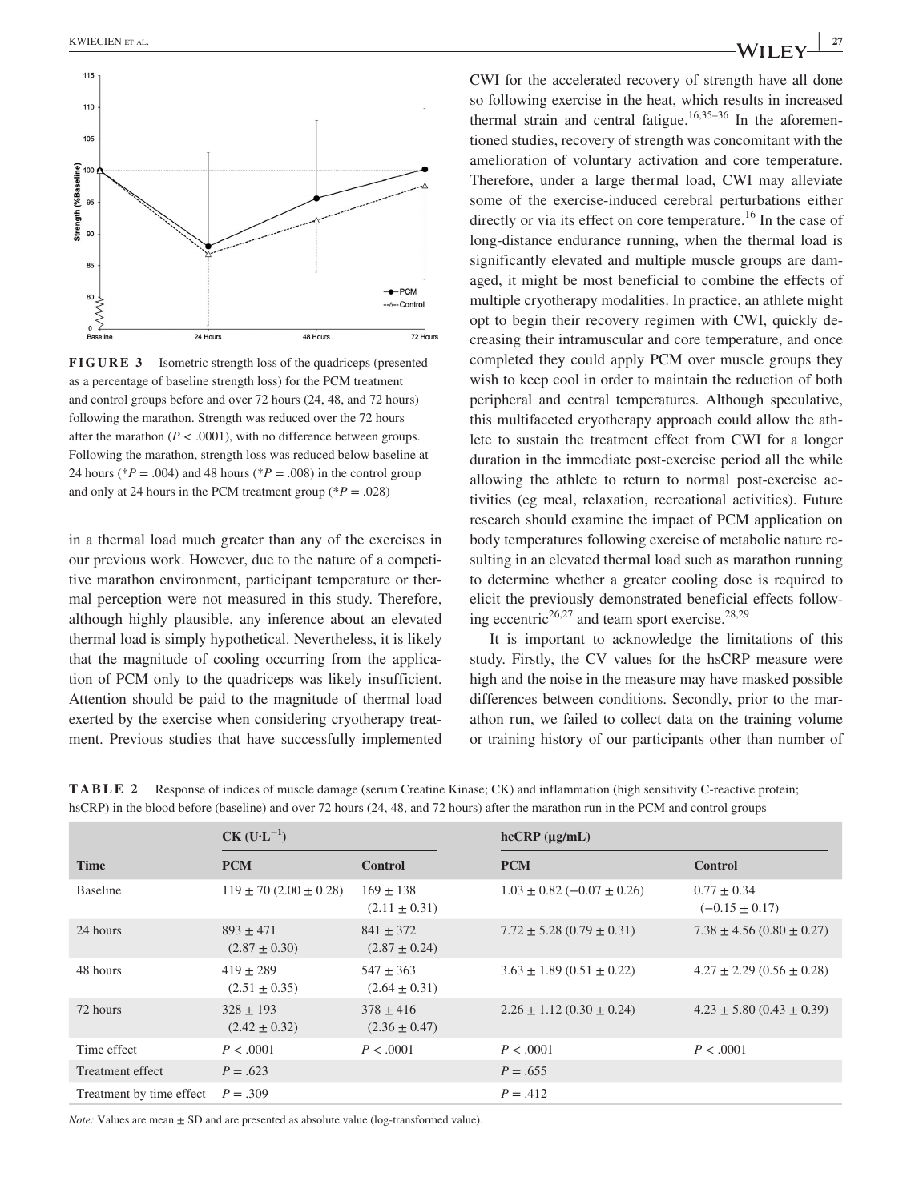**FIGURE 3** Isometric strength loss of the quadriceps (presented as a percentage of baseline strength loss) for the PCM treatment and control groups before and over 72 hours (24, 48, and 72 hours) following the marathon. Strength was reduced over the 72 hours after the marathon ($P < .0001$), with no difference between groups. Following the marathon, strength loss was reduced below baseline at 24 hours ($^*P = .004$) and 48 hours ($^*P = .008$) in the control group and only at 24 hours in the PCM treatment group ($^*P = .028$)

in a thermal load much greater than any of the exercises in our previous work. However, due to the nature of a competitive marathon environment, participant temperature or thermal perception were not measured in this study. Therefore, although highly plausible, any inference about an elevated thermal load is simply hypothetical. Nevertheless, it is likely that the magnitude of cooling occurring from the application of PCM only to the quadriceps was likely insufficient. Attention should be paid to the magnitude of thermal load exerted by the exercise when considering cryotherapy treatment. Previous studies that have successfully implemented CWI for the accelerated recovery of strength have all done so following exercise in the heat, which results in increased thermal strain and central fatigue.[16,35–36] In the aforementioned studies, recovery of strength was concomitant with the amelioration of voluntary activation and core temperature. Therefore, under a large thermal load, CWI may alleviate some of the exercise-induced cerebral perturbations either directly or via its effect on core temperature.[16] In the case of long-distance endurance running, when the thermal load is significantly elevated and multiple muscle groups are damaged, it might be most beneficial to combine the effects of multiple cryotherapy modalities. In practice, an athlete might opt to begin their recovery regimen with CWI, quickly decreasing their intramuscular and core temperature, and once completed they could apply PCM over muscle groups they wish to keep cool in order to maintain the reduction of both peripheral and central temperatures. Although speculative, this multifaceted cryotherapy approach could allow the athlete to sustain the treatment effect from CWI for a longer duration in the immediate post-exercise period all the while allowing the athlete to return to normal post-exercise activities (eg meal, relaxation, recreational activities). Future research should examine the impact of PCM application on body temperatures following exercise of metabolic nature resulting in an elevated thermal load such as marathon running to determine whether a greater cooling dose is required to elicit the previously demonstrated beneficial effects following eccentric[26,27] and team sport exercise.[28,29]

It is important to acknowledge the limitations of this study. Firstly, the CV values for the hsCRP measure were high and the noise in the measure may have masked possible differences between conditions. Secondly, prior to the marathon run, we failed to collect data on the training volume or training history of our participants other than number of

**TABLE 2** Response of indices of muscle damage (serum Creatine Kinase; CK) and inflammation (high sensitivity C-reactive protein; hsCRP) in the blood before (baseline) and over 72 hours (24, 48, and 72 hours) after the marathon run in the PCM and control groups

| | CK ($U \cdot L^{-1}$) | | hcCRP (µg/mL) | |
|---|---|---|---|---|
| **Time** | **PCM** | **Control** | **PCM** | **Control** |
| Baseline | 119 ± 70 (2.00 ± 0.28) | 169 ± 138 (2.11 ± 0.31) | 1.03 ± 0.82 (−0.07 ± 0.26) | 0.77 ± 0.34 (−0.15 ± 0.17) |
| 24 hours | 893 ± 471 (2.87 ± 0.30) | 841 ± 372 (2.87 ± 0.24) | 7.72 ± 5.28 (0.79 ± 0.31) | 7.38 ± 4.56 (0.80 ± 0.27) |
| 48 hours | 419 ± 289 (2.51 ± 0.35) | 547 ± 363 (2.64 ± 0.31) | 3.63 ± 1.89 (0.51 ± 0.22) | 4.27 ± 2.29 (0.56 ± 0.28) |
| 72 hours | 328 ± 193 (2.42 ± 0.32) | 378 ± 416 (2.36 ± 0.47) | 2.26 ± 1.12 (0.30 ± 0.24) | 4.23 ± 5.80 (0.43 ± 0.39) |
| Time effect | $P < .0001$ | $P < .0001$ | $P < .0001$ | $P < .0001$ |
| Treatment effect | $P = .623$ | | $P = .655$ | |
| Treatment by time effect | $P = .309$ | | $P = .412$ | |

*Note:* Values are mean ± SD and are presented as absolute value (log-transformed value).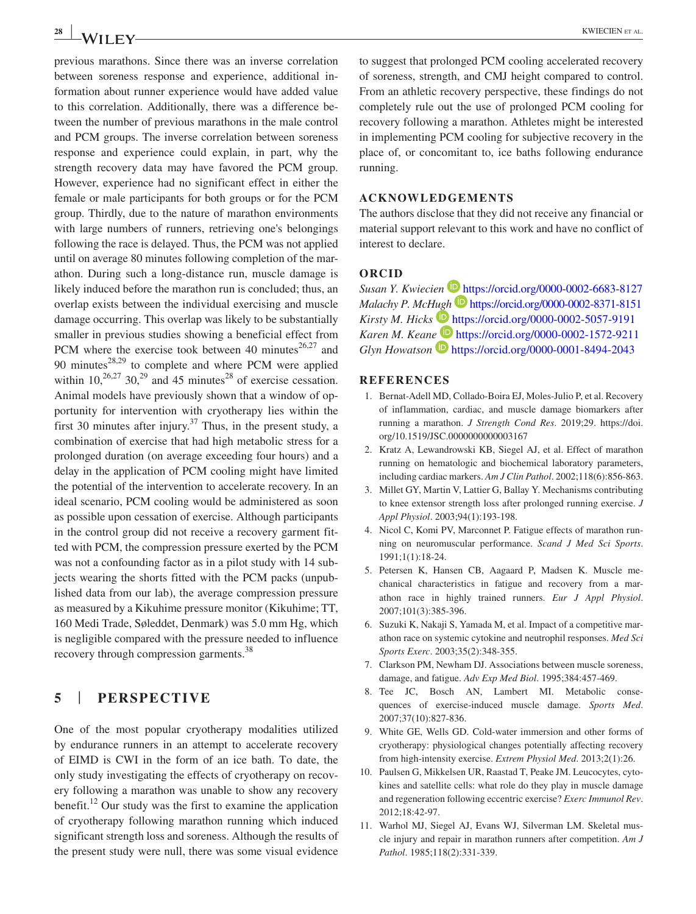previous marathons. Since there was an inverse correlation between soreness response and experience, additional information about runner experience would have added value to this correlation. Additionally, there was a difference between the number of previous marathons in the male control and PCM groups. The inverse correlation between soreness response and experience could explain, in part, why the strength recovery data may have favored the PCM group. However, experience had no significant effect in either the female or male participants for both groups or for the PCM group. Thirdly, due to the nature of marathon environments with large numbers of runners, retrieving one's belongings following the race is delayed. Thus, the PCM was not applied until on average 80 minutes following completion of the marathon. During such a long-distance run, muscle damage is likely induced before the marathon run is concluded; thus, an overlap exists between the individual exercising and muscle damage occurring. This overlap was likely to be substantially smaller in previous studies showing a beneficial effect from PCM where the exercise took between 40 minutes[26,27] and 90 minutes[28,29] to complete and where PCM were applied within 10,[26,27] 30,[29] and 45 minutes[28] of exercise cessation. Animal models have previously shown that a window of opportunity for intervention with cryotherapy lies within the first 30 minutes after injury.[37] Thus, in the present study, a combination of exercise that had high metabolic stress for a prolonged duration (on average exceeding four hours) and a delay in the application of PCM cooling might have limited the potential of the intervention to accelerate recovery. In an ideal scenario, PCM cooling would be administered as soon as possible upon cessation of exercise. Although participants in the control group did not receive a recovery garment fitted with PCM, the compression pressure exerted by the PCM was not a confounding factor as in a pilot study with 14 subjects wearing the shorts fitted with the PCM packs (unpublished data from our lab), the average compression pressure as measured by a Kikuhime pressure monitor (Kikuhime; TT, 160 Medi Trade, Søleddet, Denmark) was 5.0 mm Hg, which is negligible compared with the pressure needed to influence recovery through compression garments.[38]

## 5 | PERSPECTIVE

One of the most popular cryotherapy modalities utilized by endurance runners in an attempt to accelerate recovery of EIMD is CWI in the form of an ice bath. To date, the only study investigating the effects of cryotherapy on recovery following a marathon was unable to show any recovery benefit.[12] Our study was the first to examine the application of cryotherapy following marathon running which induced significant strength loss and soreness. Although the results of the present study were null, there was some visual evidence to suggest that prolonged PCM cooling accelerated recovery of soreness, strength, and CMJ height compared to control. From an athletic recovery perspective, these findings do not completely rule out the use of prolonged PCM cooling for recovery following a marathon. Athletes might be interested in implementing PCM cooling for subjective recovery in the place of, or concomitant to, ice baths following endurance running.

## ACKNOWLEDGEMENTS

The authors disclose that they did not receive any financial or material support relevant to this work and have no conflict of interest to declare.

## ORCID

*Susan Y. Kwiecien* https://orcid.org/0000-0002-6683-8127
*Malachy P. McHugh* https://orcid.org/0000-0002-8371-8151
*Kirsty M. Hicks* https://orcid.org/0000-0002-5057-9191
*Karen M. Keane* https://orcid.org/0000-0002-1572-9211
*Glyn Howatson* https://orcid.org/0000-0001-8494-2043

## REFERENCES

1. Bernat-Adell MD, Collado-Boira EJ, Moles-Julio P, et al. Recovery of inflammation, cardiac, and muscle damage biomarkers after running a marathon. *J Strength Cond Res*. 2019;29. https://doi.org/10.1519/JSC.0000000000003167
2. Kratz A, Lewandrowski KB, Siegel AJ, et al. Effect of marathon running on hematologic and biochemical laboratory parameters, including cardiac markers. *Am J Clin Pathol*. 2002;118(6):856-863.
3. Millet GY, Martin V, Lattier G, Ballay Y. Mechanisms contributing to knee extensor strength loss after prolonged running exercise. *J Appl Physiol*. 2003;94(1):193-198.
4. Nicol C, Komi PV, Marconnet P. Fatigue effects of marathon running on neuromuscular performance. *Scand J Med Sci Sports*. 1991;1(1):18-24.
5. Petersen K, Hansen CB, Aagaard P, Madsen K. Muscle mechanical characteristics in fatigue and recovery from a marathon race in highly trained runners. *Eur J Appl Physiol*. 2007;101(3):385-396.
6. Suzuki K, Nakaji S, Yamada M, et al. Impact of a competitive marathon race on systemic cytokine and neutrophil responses. *Med Sci Sports Exerc*. 2003;35(2):348-355.
7. Clarkson PM, Newham DJ. Associations between muscle soreness, damage, and fatigue. *Adv Exp Med Biol*. 1995;384:457-469.
8. Tee JC, Bosch AN, Lambert MI. Metabolic consequences of exercise-induced muscle damage. *Sports Med*. 2007;37(10):827-836.
9. White GE, Wells GD. Cold-water immersion and other forms of cryotherapy: physiological changes potentially affecting recovery from high-intensity exercise. *Extrem Physiol Med*. 2013;2(1):26.
10. Paulsen G, Mikkelsen UR, Raastad T, Peake JM. Leucocytes, cytokines and satellite cells: what role do they play in muscle damage and regeneration following eccentric exercise? *Exerc Immunol Rev*. 2012;18:42-97.
11. Warhol MJ, Siegel AJ, Evans WJ, Silverman LM. Skeletal muscle injury and repair in marathon runners after competition. *Am J Pathol*. 1985;118(2):331-339.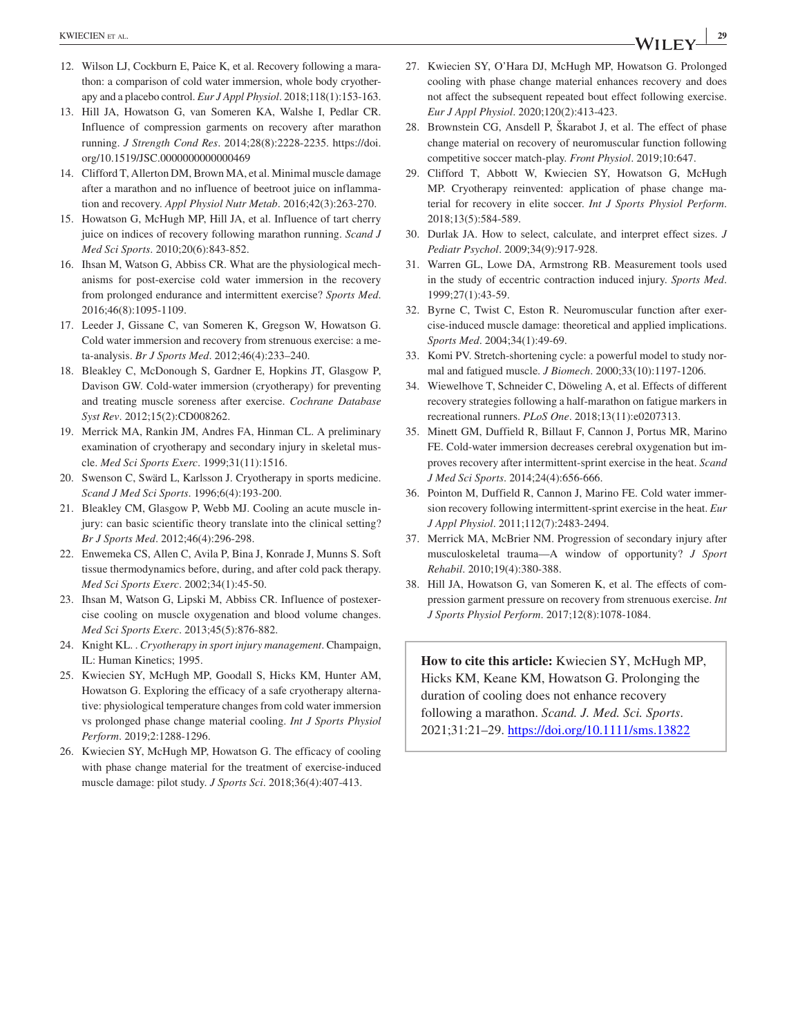12. Wilson LJ, Cockburn E, Paice K, et al. Recovery following a marathon: a comparison of cold water immersion, whole body cryotherapy and a placebo control. *Eur J Appl Physiol*. 2018;118(1):153-163.
13. Hill JA, Howatson G, van Someren KA, Walshe I, Pedlar CR. Influence of compression garments on recovery after marathon running. *J Strength Cond Res*. 2014;28(8):2228-2235. https://doi.org/10.1519/JSC.0000000000000469
14. Clifford T, Allerton DM, Brown MA, et al. Minimal muscle damage after a marathon and no influence of beetroot juice on inflammation and recovery. *Appl Physiol Nutr Metab*. 2016;42(3):263-270.
15. Howatson G, McHugh MP, Hill JA, et al. Influence of tart cherry juice on indices of recovery following marathon running. *Scand J Med Sci Sports*. 2010;20(6):843-852.
16. Ihsan M, Watson G, Abbiss CR. What are the physiological mechanisms for post-exercise cold water immersion in the recovery from prolonged endurance and intermittent exercise? *Sports Med*. 2016;46(8):1095-1109.
17. Leeder J, Gissane C, van Someren K, Gregson W, Howatson G. Cold water immersion and recovery from strenuous exercise: a meta-analysis. *Br J Sports Med*. 2012;46(4):233–240.
18. Bleakley C, McDonough S, Gardner E, Hopkins JT, Glasgow P, Davison GW. Cold-water immersion (cryotherapy) for preventing and treating muscle soreness after exercise. *Cochrane Database Syst Rev*. 2012;15(2):CD008262.
19. Merrick MA, Rankin JM, Andres FA, Hinman CL. A preliminary examination of cryotherapy and secondary injury in skeletal muscle. *Med Sci Sports Exerc*. 1999;31(11):1516.
20. Swenson C, Swärd L, Karlsson J. Cryotherapy in sports medicine. *Scand J Med Sci Sports*. 1996;6(4):193-200.
21. Bleakley CM, Glasgow P, Webb MJ. Cooling an acute muscle injury: can basic scientific theory translate into the clinical setting? *Br J Sports Med*. 2012;46(4):296-298.
22. Enwemeka CS, Allen C, Avila P, Bina J, Konrade J, Munns S. Soft tissue thermodynamics before, during, and after cold pack therapy. *Med Sci Sports Exerc*. 2002;34(1):45-50.
23. Ihsan M, Watson G, Lipski M, Abbiss CR. Influence of postexercise cooling on muscle oxygenation and blood volume changes. *Med Sci Sports Exerc*. 2013;45(5):876-882.
24. Knight KL. . *Cryotherapy in sport injury management*. Champaign, IL: Human Kinetics; 1995.
25. Kwiecien SY, McHugh MP, Goodall S, Hicks KM, Hunter AM, Howatson G. Exploring the efficacy of a safe cryotherapy alternative: physiological temperature changes from cold water immersion vs prolonged phase change material cooling. *Int J Sports Physiol Perform*. 2019;2:1288-1296.
26. Kwiecien SY, McHugh MP, Howatson G. The efficacy of cooling with phase change material for the treatment of exercise-induced muscle damage: pilot study. *J Sports Sci*. 2018;36(4):407-413.
27. Kwiecien SY, O'Hara DJ, McHugh MP, Howatson G. Prolonged cooling with phase change material enhances recovery and does not affect the subsequent repeated bout effect following exercise. *Eur J Appl Physiol*. 2020;120(2):413-423.
28. Brownstein CG, Ansdell P, Škarabot J, et al. The effect of phase change material on recovery of neuromuscular function following competitive soccer match-play. *Front Physiol*. 2019;10:647.
29. Clifford T, Abbott W, Kwiecien SY, Howatson G, McHugh MP. Cryotherapy reinvented: application of phase change material for recovery in elite soccer. *Int J Sports Physiol Perform*. 2018;13(5):584-589.
30. Durlak JA. How to select, calculate, and interpret effect sizes. *J Pediatr Psychol*. 2009;34(9):917-928.
31. Warren GL, Lowe DA, Armstrong RB. Measurement tools used in the study of eccentric contraction induced injury. *Sports Med*. 1999;27(1):43-59.
32. Byrne C, Twist C, Eston R. Neuromuscular function after exercise-induced muscle damage: theoretical and applied implications. *Sports Med*. 2004;34(1):49-69.
33. Komi PV. Stretch-shortening cycle: a powerful model to study normal and fatigued muscle. *J Biomech*. 2000;33(10):1197-1206.
34. Wiewelhove T, Schneider C, Döweling A, et al. Effects of different recovery strategies following a half-marathon on fatigue markers in recreational runners. *PLoS One*. 2018;13(11):e0207313.
35. Minett GM, Duffield R, Billaut F, Cannon J, Portus MR, Marino FE. Cold-water immersion decreases cerebral oxygenation but improves recovery after intermittent-sprint exercise in the heat. *Scand J Med Sci Sports*. 2014;24(4):656-666.
36. Pointon M, Duffield R, Cannon J, Marino FE. Cold water immersion recovery following intermittent-sprint exercise in the heat. *Eur J Appl Physiol*. 2011;112(7):2483-2494.
37. Merrick MA, McBrier NM. Progression of secondary injury after musculoskeletal trauma—A window of opportunity? *J Sport Rehabil*. 2010;19(4):380-388.
38. Hill JA, Howatson G, van Someren K, et al. The effects of compression garment pressure on recovery from strenuous exercise. *Int J Sports Physiol Perform*. 2017;12(8):1078-1084.

**How to cite this article:** Kwiecien SY, McHugh MP, Hicks KM, Keane KM, Howatson G. Prolonging the duration of cooling does not enhance recovery following a marathon. *Scand. J. Med. Sci. Sports*. 2021;31:21–29. https://doi.org/10.1111/sms.13822